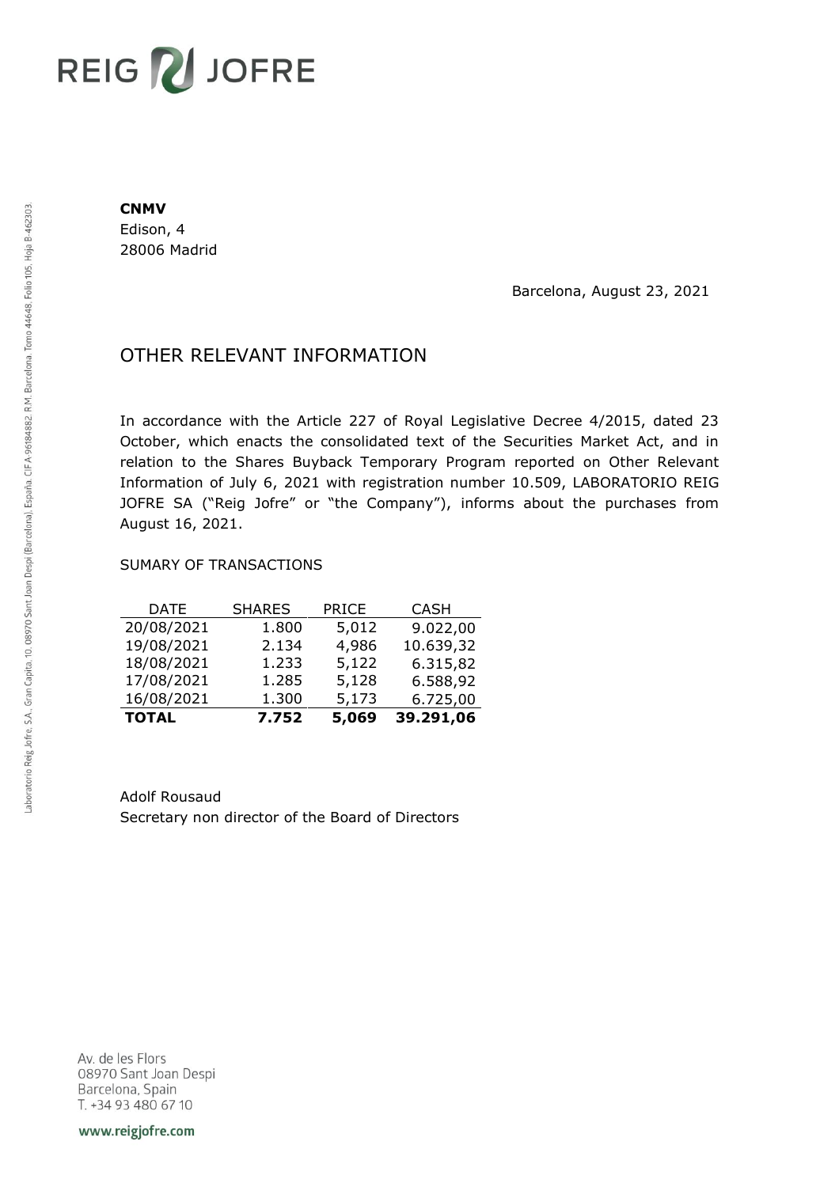**CNMV**
Edison, 4
28006 Madrid

Barcelona, August 23, 2021

# OTHER RELEVANT INFORMATION

In accordance with the Article 227 of Royal Legislative Decree 4/2015, dated 23 October, which enacts the consolidated text of the Securities Market Act, and in relation to the Shares Buyback Temporary Program reported on Other Relevant Information of July 6, 2021 with registration number 10.509, LABORATORIO REIG JOFRE SA ("Reig Jofre" or "the Company"), informs about the purchases from August 16, 2021.

SUMARY OF TRANSACTIONS

| DATE | SHARES | PRICE | CASH |
|---|---|---|---|
| 20/08/2021 | 1.800 | 5,012 | 9.022,00 |
| 19/08/2021 | 2.134 | 4,986 | 10.639,32 |
| 18/08/2021 | 1.233 | 5,122 | 6.315,82 |
| 17/08/2021 | 1.285 | 5,128 | 6.588,92 |
| 16/08/2021 | 1.300 | 5,173 | 6.725,00 |
| **TOTAL** | **7.752** | **5,069** | **39.291,06** |

Adolf Rousaud
Secretary non director of the Board of Directors

Av. de les Flors
08970 Sant Joan Despi
Barcelona, Spain
T. +34 93 480 67 10

www.reigjofre.com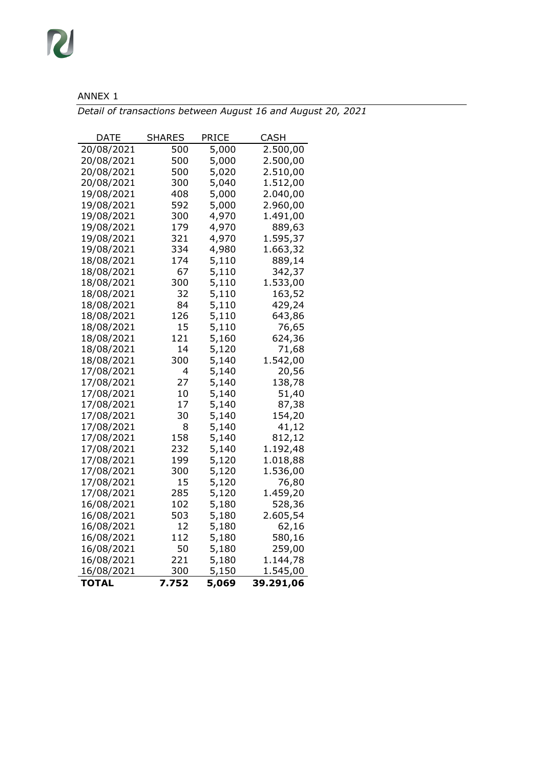ANNEX 1

*Detail of transactions between August 16 and August 20, 2021*

| DATE | SHARES | PRICE | CASH |
|---|---|---|---|
| 20/08/2021 | 500 | 5,000 | 2.500,00 |
| 20/08/2021 | 500 | 5,000 | 2.500,00 |
| 20/08/2021 | 500 | 5,020 | 2.510,00 |
| 20/08/2021 | 300 | 5,040 | 1.512,00 |
| 19/08/2021 | 408 | 5,000 | 2.040,00 |
| 19/08/2021 | 592 | 5,000 | 2.960,00 |
| 19/08/2021 | 300 | 4,970 | 1.491,00 |
| 19/08/2021 | 179 | 4,970 | 889,63 |
| 19/08/2021 | 321 | 4,970 | 1.595,37 |
| 19/08/2021 | 334 | 4,980 | 1.663,32 |
| 18/08/2021 | 174 | 5,110 | 889,14 |
| 18/08/2021 | 67 | 5,110 | 342,37 |
| 18/08/2021 | 300 | 5,110 | 1.533,00 |
| 18/08/2021 | 32 | 5,110 | 163,52 |
| 18/08/2021 | 84 | 5,110 | 429,24 |
| 18/08/2021 | 126 | 5,110 | 643,86 |
| 18/08/2021 | 15 | 5,110 | 76,65 |
| 18/08/2021 | 121 | 5,160 | 624,36 |
| 18/08/2021 | 14 | 5,120 | 71,68 |
| 18/08/2021 | 300 | 5,140 | 1.542,00 |
| 17/08/2021 | 4 | 5,140 | 20,56 |
| 17/08/2021 | 27 | 5,140 | 138,78 |
| 17/08/2021 | 10 | 5,140 | 51,40 |
| 17/08/2021 | 17 | 5,140 | 87,38 |
| 17/08/2021 | 30 | 5,140 | 154,20 |
| 17/08/2021 | 8 | 5,140 | 41,12 |
| 17/08/2021 | 158 | 5,140 | 812,12 |
| 17/08/2021 | 232 | 5,140 | 1.192,48 |
| 17/08/2021 | 199 | 5,120 | 1.018,88 |
| 17/08/2021 | 300 | 5,120 | 1.536,00 |
| 17/08/2021 | 15 | 5,120 | 76,80 |
| 17/08/2021 | 285 | 5,120 | 1.459,20 |
| 16/08/2021 | 102 | 5,180 | 528,36 |
| 16/08/2021 | 503 | 5,180 | 2.605,54 |
| 16/08/2021 | 12 | 5,180 | 62,16 |
| 16/08/2021 | 112 | 5,180 | 580,16 |
| 16/08/2021 | 50 | 5,180 | 259,00 |
| 16/08/2021 | 221 | 5,180 | 1.144,78 |
| 16/08/2021 | 300 | 5,150 | 1.545,00 |
| **TOTAL** | **7.752** | **5,069** | **39.291,06** |